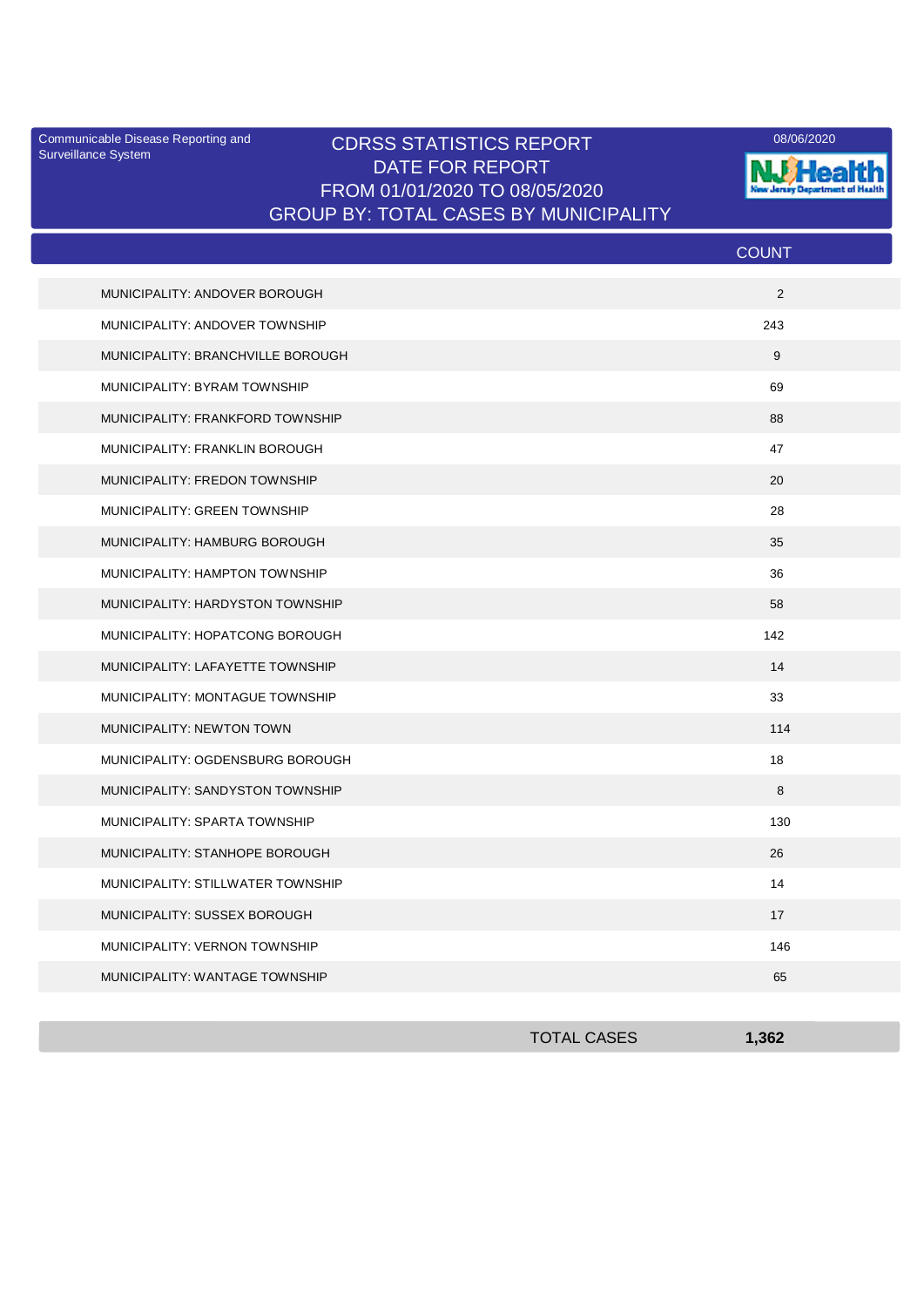Communicable Disease Reporting and Surveillance System

# CDRSS STATISTICS REPORT
## DATE FOR REPORT
## FROM 01/01/2020 TO 08/05/2020
## GROUP BY: TOTAL CASES BY MUNICIPALITY

08/06/2020

NJ Health New Jersey Department of Health

| | COUNT |
|---|---|
| MUNICIPALITY: ANDOVER BOROUGH | 2 |
| MUNICIPALITY: ANDOVER TOWNSHIP | 243 |
| MUNICIPALITY: BRANCHVILLE BOROUGH | 9 |
| MUNICIPALITY: BYRAM TOWNSHIP | 69 |
| MUNICIPALITY: FRANKFORD TOWNSHIP | 88 |
| MUNICIPALITY: FRANKLIN BOROUGH | 47 |
| MUNICIPALITY: FREDON TOWNSHIP | 20 |
| MUNICIPALITY: GREEN TOWNSHIP | 28 |
| MUNICIPALITY: HAMBURG BOROUGH | 35 |
| MUNICIPALITY: HAMPTON TOWNSHIP | 36 |
| MUNICIPALITY: HARDYSTON TOWNSHIP | 58 |
| MUNICIPALITY: HOPATCONG BOROUGH | 142 |
| MUNICIPALITY: LAFAYETTE TOWNSHIP | 14 |
| MUNICIPALITY: MONTAGUE TOWNSHIP | 33 |
| MUNICIPALITY: NEWTON TOWN | 114 |
| MUNICIPALITY: OGDENSBURG BOROUGH | 18 |
| MUNICIPALITY: SANDYSTON TOWNSHIP | 8 |
| MUNICIPALITY: SPARTA TOWNSHIP | 130 |
| MUNICIPALITY: STANHOPE BOROUGH | 26 |
| MUNICIPALITY: STILLWATER TOWNSHIP | 14 |
| MUNICIPALITY: SUSSEX BOROUGH | 17 |
| MUNICIPALITY: VERNON TOWNSHIP | 146 |
| MUNICIPALITY: WANTAGE TOWNSHIP | 65 |
| TOTAL CASES | **1,362** |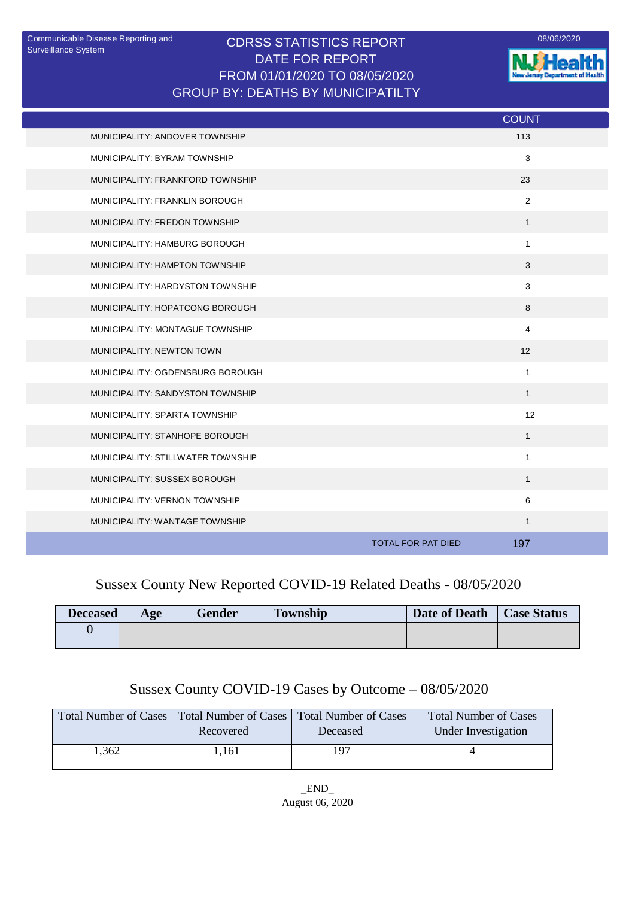Communicable Disease Reporting and Surveillance System

# CDRSS STATISTICS REPORT
## DATE FOR REPORT
## FROM 01/01/2020 TO 08/05/2020
## GROUP BY: DEATHS BY MUNICIPATILTY

08/06/2020

| | COUNT |
|---|---|
| MUNICIPALITY: ANDOVER TOWNSHIP | 113 |
| MUNICIPALITY: BYRAM TOWNSHIP | 3 |
| MUNICIPALITY: FRANKFORD TOWNSHIP | 23 |
| MUNICIPALITY: FRANKLIN BOROUGH | 2 |
| MUNICIPALITY: FREDON TOWNSHIP | 1 |
| MUNICIPALITY: HAMBURG BOROUGH | 1 |
| MUNICIPALITY: HAMPTON TOWNSHIP | 3 |
| MUNICIPALITY: HARDYSTON TOWNSHIP | 3 |
| MUNICIPALITY: HOPATCONG BOROUGH | 8 |
| MUNICIPALITY: MONTAGUE TOWNSHIP | 4 |
| MUNICIPALITY: NEWTON TOWN | 12 |
| MUNICIPALITY: OGDENSBURG BOROUGH | 1 |
| MUNICIPALITY: SANDYSTON TOWNSHIP | 1 |
| MUNICIPALITY: SPARTA TOWNSHIP | 12 |
| MUNICIPALITY: STANHOPE BOROUGH | 1 |
| MUNICIPALITY: STILLWATER TOWNSHIP | 1 |
| MUNICIPALITY: SUSSEX BOROUGH | 1 |
| MUNICIPALITY: VERNON TOWNSHIP | 6 |
| MUNICIPALITY: WANTAGE TOWNSHIP | 1 |
| TOTAL FOR PAT DIED | 197 |

## Sussex County New Reported COVID-19 Related Deaths - 08/05/2020

| Deceased | Age | Gender | Township | Date of Death | Case Status |
|---|---|---|---|---|---|
| 0 | | | | | |

## Sussex County COVID-19 Cases by Outcome – 08/05/2020

| Total Number of Cases | Total Number of Cases Recovered | Total Number of Cases Deceased | Total Number of Cases Under Investigation |
|---|---|---|---|
| 1,362 | 1,161 | 197 | 4 |

_END_
August 06, 2020